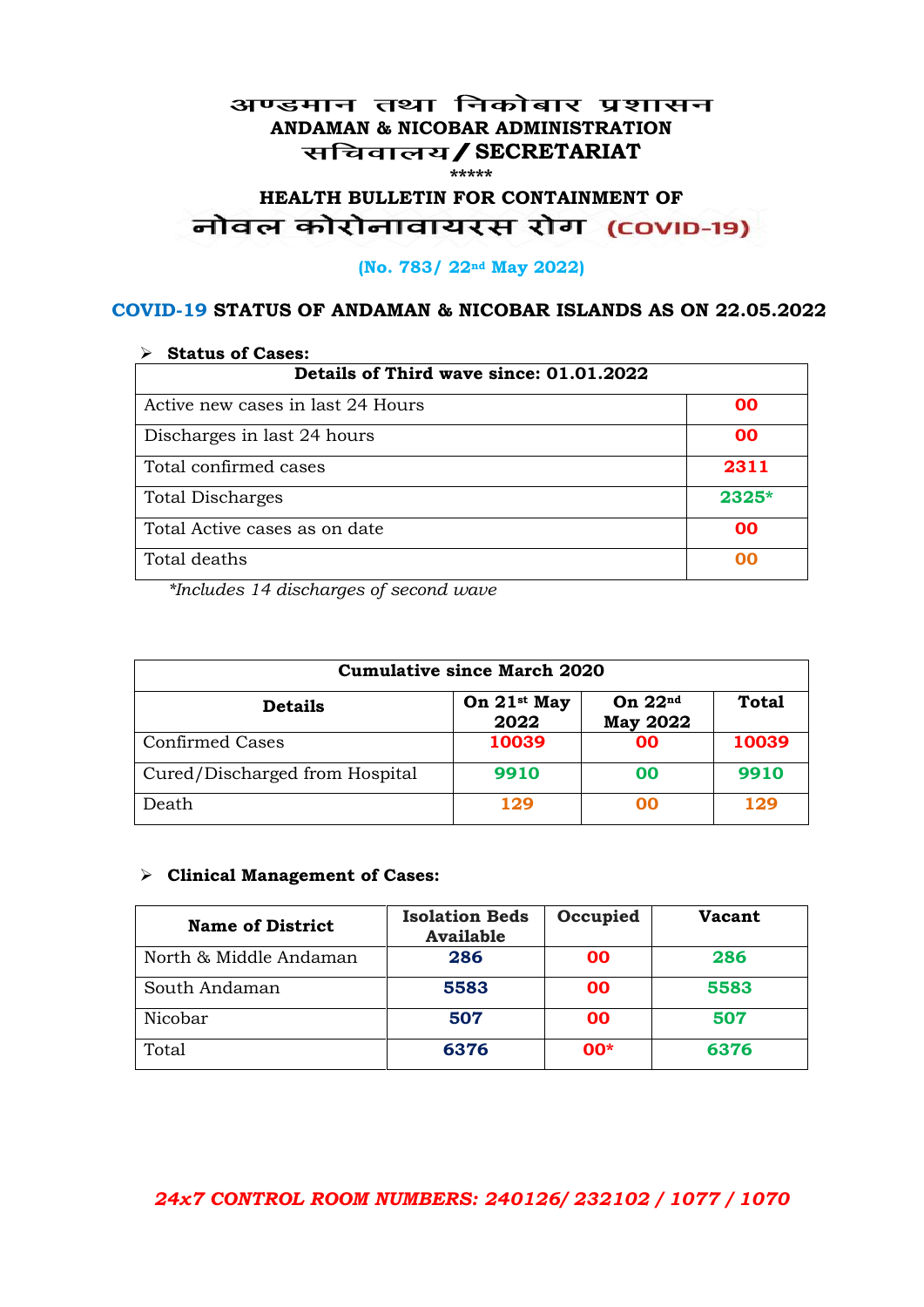# अण्डमान तथा निकोबार प्रशासन
## ANDAMAN & NICOBAR ADMINISTRATION
## सचिवालय / SECRETARIAT

*****

## HEALTH BULLETIN FOR CONTAINMENT OF
## नोवल कोरोनावायरस रोग (COVID-19)

**(No. 783/ 22nd May 2022)**

### COVID-19 STATUS OF ANDAMAN & NICOBAR ISLANDS AS ON 22.05.2022

- **Status of Cases:**

| Details of Third wave since: 01.01.2022 | |
|---|---|
| Active new cases in last 24 Hours | **00** |
| Discharges in last 24 hours | **00** |
| Total confirmed cases | **2311** |
| Total Discharges | **2325*** |
| Total Active cases as on date | **00** |
| Total deaths | **00** |

*Includes 14 discharges of second wave*

| Cumulative since March 2020 | | | |
|---|---|---|---|
| **Details** | **On 21st May 2022** | **On 22nd May 2022** | **Total** |
| Confirmed Cases | **10039** | **00** | **10039** |
| Cured/Discharged from Hospital | **9910** | **00** | **9910** |
| Death | **129** | **00** | **129** |

- **Clinical Management of Cases:**

| Name of District | Isolation Beds Available | Occupied | Vacant |
|---|---|---|---|
| North & Middle Andaman | **286** | **00** | **286** |
| South Andaman | **5583** | **00** | **5583** |
| Nicobar | **507** | **00** | **507** |
| Total | **6376** | **00*** | **6376** |

***24x7 CONTROL ROOM NUMBERS: 240126/ 232102 / 1077 / 1070***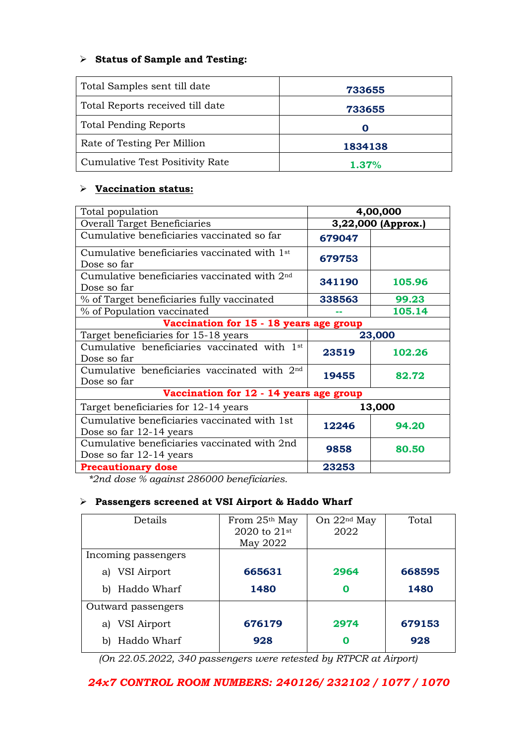- **Status of Sample and Testing:**

| | |
|---|---|
| Total Samples sent till date | 733655 |
| Total Reports received till date | 733655 |
| Total Pending Reports | 0 |
| Rate of Testing Per Million | 1834138 |
| Cumulative Test Positivity Rate | 1.37% |

- **Vaccination status:**

| | | |
|---|---|---|
| Total population | 4,00,000 | |
| Overall Target Beneficiaries | 3,22,000 (Approx.) | |
| Cumulative beneficiaries vaccinated so far | 679047 | |
| Cumulative beneficiaries vaccinated with 1st Dose so far | 679753 | |
| Cumulative beneficiaries vaccinated with 2nd Dose so far | 341190 | 105.96 |
| % of Target beneficiaries fully vaccinated | 338563 | 99.23 |
| % of Population vaccinated | -- | 105.14 |
| **Vaccination for 15 - 18 years age group** | | |
| Target beneficiaries for 15-18 years | 23,000 | |
| Cumulative beneficiaries vaccinated with 1st Dose so far | 23519 | 102.26 |
| Cumulative beneficiaries vaccinated with 2nd Dose so far | 19455 | 82.72 |
| **Vaccination for 12 - 14 years age group** | | |
| Target beneficiaries for 12-14 years | 13,000 | |
| Cumulative beneficiaries vaccinated with 1st Dose so far 12-14 years | 12246 | 94.20 |
| Cumulative beneficiaries vaccinated with 2nd Dose so far 12-14 years | 9858 | 80.50 |
| **Precautionary dose** | 23253 | |

*\*2nd dose % against 286000 beneficiaries.*

- **Passengers screened at VSI Airport & Haddo Wharf**

| Details | From 25th May 2020 to 21st May 2022 | On 22nd May 2022 | Total |
|---|---|---|---|
| Incoming passengers | | | |
| a) VSI Airport | 665631 | 2964 | 668595 |
| b) Haddo Wharf | 1480 | 0 | 1480 |
| Outward passengers | | | |
| a) VSI Airport | 676179 | 2974 | 679153 |
| b) Haddo Wharf | 928 | 0 | 928 |

*(On 22.05.2022, 340 passengers were retested by RTPCR at Airport)*

***24x7 CONTROL ROOM NUMBERS: 240126/ 232102 / 1077 / 1070***